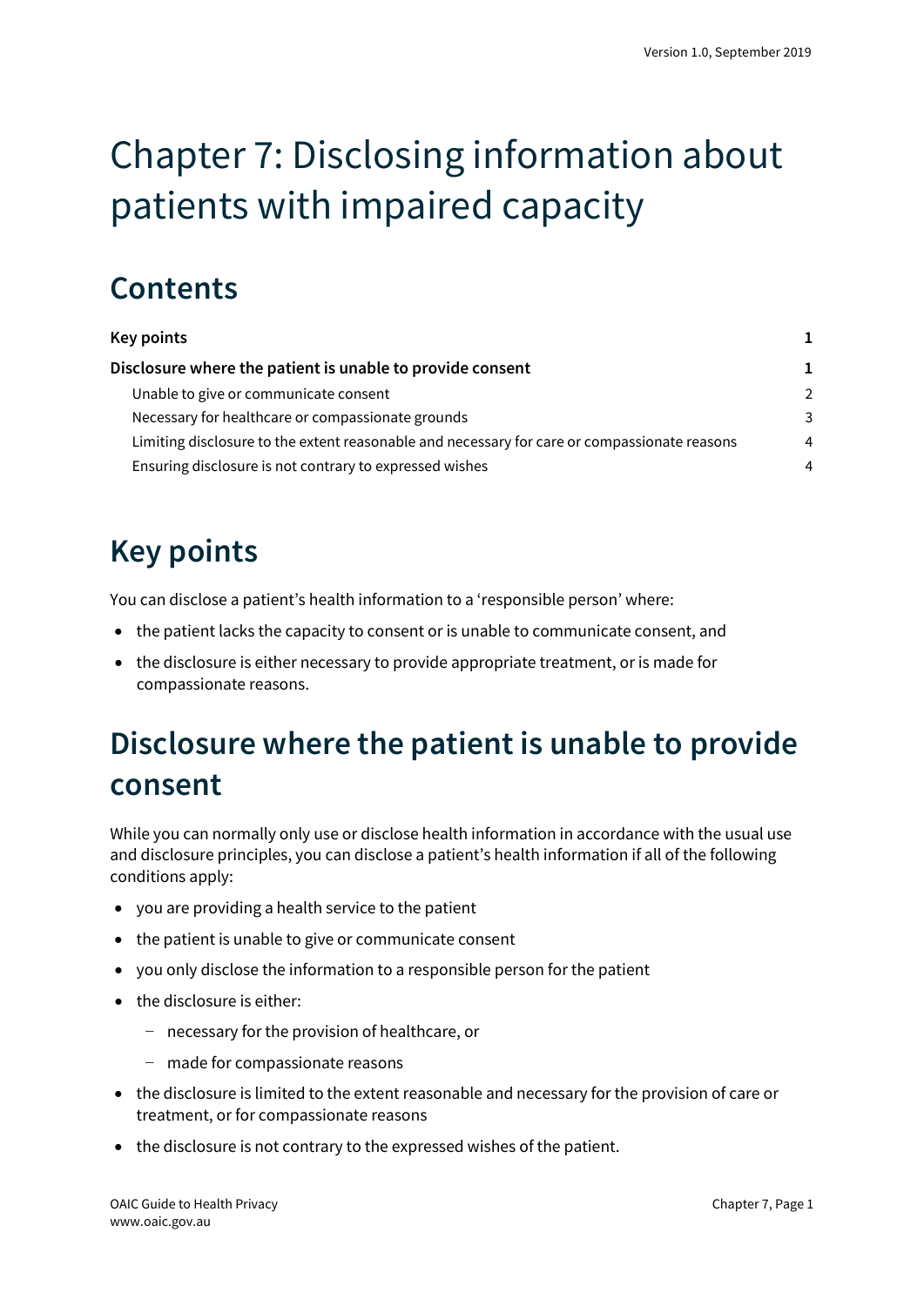# Chapter 7: Disclosing information about patients with impaired capacity

## Contents

| | |
|---|---|
| **Key points** | **1** |
| **Disclosure where the patient is unable to provide consent** | **1** |
| Unable to give or communicate consent | 2 |
| Necessary for healthcare or compassionate grounds | 3 |
| Limiting disclosure to the extent reasonable and necessary for care or compassionate reasons | 4 |
| Ensuring disclosure is not contrary to expressed wishes | 4 |

## Key points

You can disclose a patient's health information to a 'responsible person' where:

- the patient lacks the capacity to consent or is unable to communicate consent, and
- the disclosure is either necessary to provide appropriate treatment, or is made for compassionate reasons.

## Disclosure where the patient is unable to provide consent

While you can normally only use or disclose health information in accordance with the usual use and disclosure principles, you can disclose a patient's health information if all of the following conditions apply:

- you are providing a health service to the patient
- the patient is unable to give or communicate consent
- you only disclose the information to a responsible person for the patient
- the disclosure is either:
  - necessary for the provision of healthcare, or
  - made for compassionate reasons
- the disclosure is limited to the extent reasonable and necessary for the provision of care or treatment, or for compassionate reasons
- the disclosure is not contrary to the expressed wishes of the patient.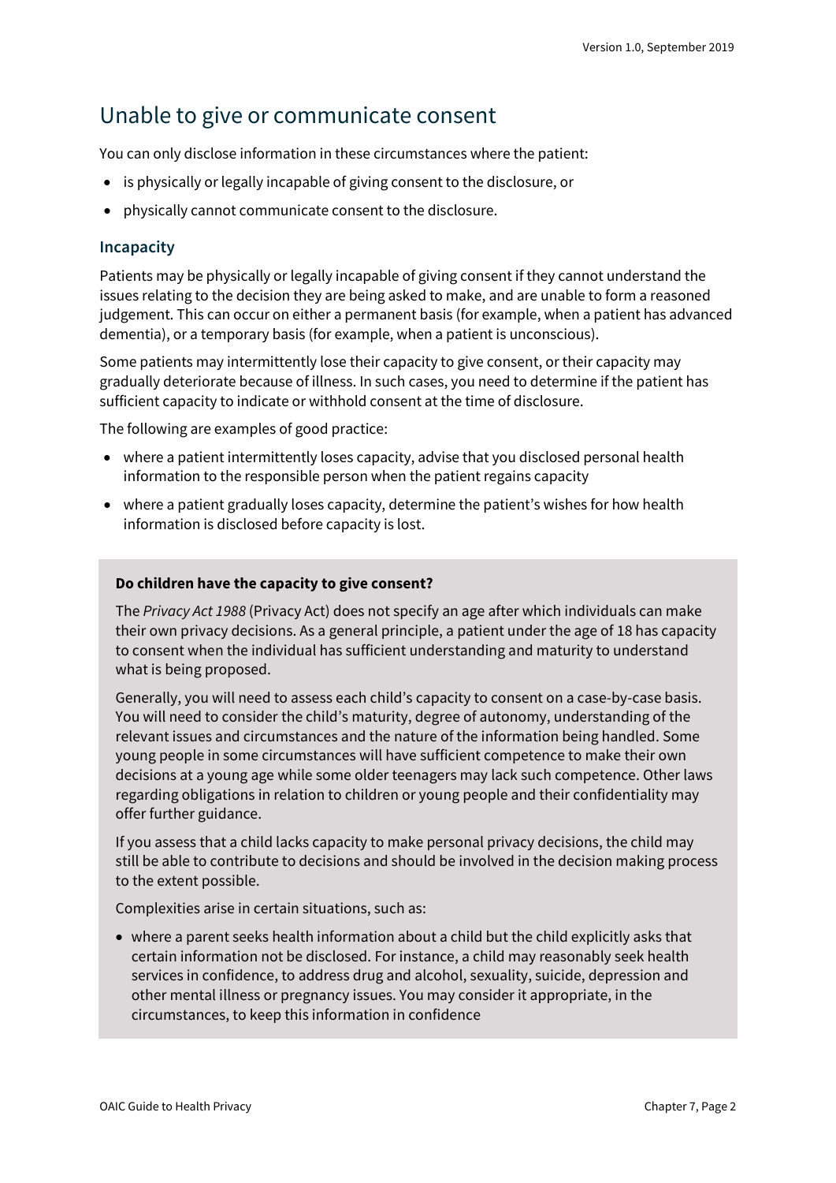## Unable to give or communicate consent

You can only disclose information in these circumstances where the patient:

- is physically or legally incapable of giving consent to the disclosure, or
- physically cannot communicate consent to the disclosure.

### Incapacity

Patients may be physically or legally incapable of giving consent if they cannot understand the issues relating to the decision they are being asked to make, and are unable to form a reasoned judgement. This can occur on either a permanent basis (for example, when a patient has advanced dementia), or a temporary basis (for example, when a patient is unconscious).

Some patients may intermittently lose their capacity to give consent, or their capacity may gradually deteriorate because of illness. In such cases, you need to determine if the patient has sufficient capacity to indicate or withhold consent at the time of disclosure.

The following are examples of good practice:

- where a patient intermittently loses capacity, advise that you disclosed personal health information to the responsible person when the patient regains capacity
- where a patient gradually loses capacity, determine the patient's wishes for how health information is disclosed before capacity is lost.

**Do children have the capacity to give consent?**

The *Privacy Act 1988* (Privacy Act) does not specify an age after which individuals can make their own privacy decisions. As a general principle, a patient under the age of 18 has capacity to consent when the individual has sufficient understanding and maturity to understand what is being proposed.

Generally, you will need to assess each child's capacity to consent on a case-by-case basis. You will need to consider the child's maturity, degree of autonomy, understanding of the relevant issues and circumstances and the nature of the information being handled. Some young people in some circumstances will have sufficient competence to make their own decisions at a young age while some older teenagers may lack such competence. Other laws regarding obligations in relation to children or young people and their confidentiality may offer further guidance.

If you assess that a child lacks capacity to make personal privacy decisions, the child may still be able to contribute to decisions and should be involved in the decision making process to the extent possible.

Complexities arise in certain situations, such as:

- where a parent seeks health information about a child but the child explicitly asks that certain information not be disclosed. For instance, a child may reasonably seek health services in confidence, to address drug and alcohol, sexuality, suicide, depression and other mental illness or pregnancy issues. You may consider it appropriate, in the circumstances, to keep this information in confidence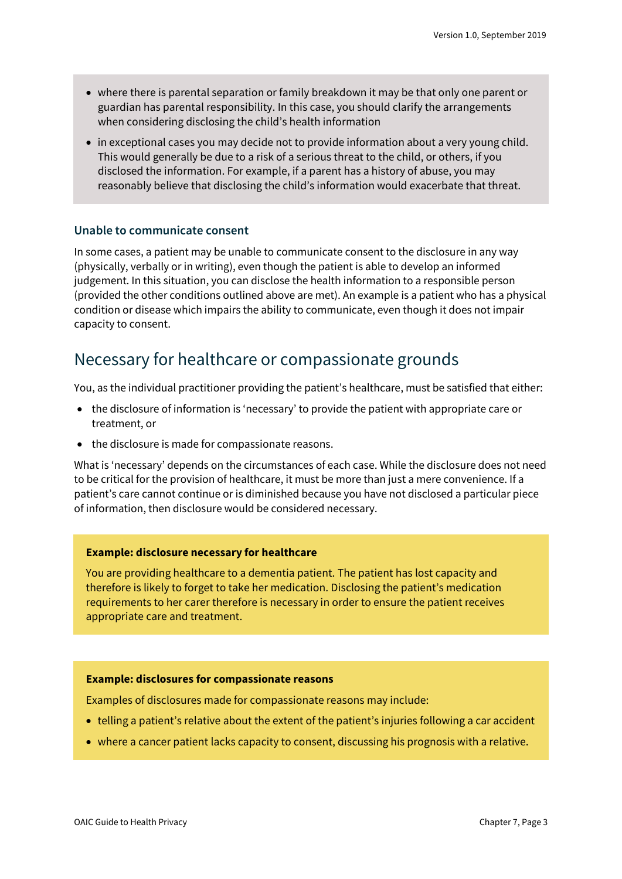- where there is parental separation or family breakdown it may be that only one parent or guardian has parental responsibility. In this case, you should clarify the arrangements when considering disclosing the child's health information
- in exceptional cases you may decide not to provide information about a very young child. This would generally be due to a risk of a serious threat to the child, or others, if you disclosed the information. For example, if a parent has a history of abuse, you may reasonably believe that disclosing the child's information would exacerbate that threat.

### Unable to communicate consent

In some cases, a patient may be unable to communicate consent to the disclosure in any way (physically, verbally or in writing), even though the patient is able to develop an informed judgement. In this situation, you can disclose the health information to a responsible person (provided the other conditions outlined above are met). An example is a patient who has a physical condition or disease which impairs the ability to communicate, even though it does not impair capacity to consent.

## Necessary for healthcare or compassionate grounds

You, as the individual practitioner providing the patient's healthcare, must be satisfied that either:

- the disclosure of information is 'necessary' to provide the patient with appropriate care or treatment, or
- the disclosure is made for compassionate reasons.

What is 'necessary' depends on the circumstances of each case. While the disclosure does not need to be critical for the provision of healthcare, it must be more than just a mere convenience. If a patient's care cannot continue or is diminished because you have not disclosed a particular piece of information, then disclosure would be considered necessary.

**Example: disclosure necessary for healthcare**

You are providing healthcare to a dementia patient. The patient has lost capacity and therefore is likely to forget to take her medication. Disclosing the patient's medication requirements to her carer therefore is necessary in order to ensure the patient receives appropriate care and treatment.

**Example: disclosures for compassionate reasons**

Examples of disclosures made for compassionate reasons may include:

- telling a patient's relative about the extent of the patient's injuries following a car accident
- where a cancer patient lacks capacity to consent, discussing his prognosis with a relative.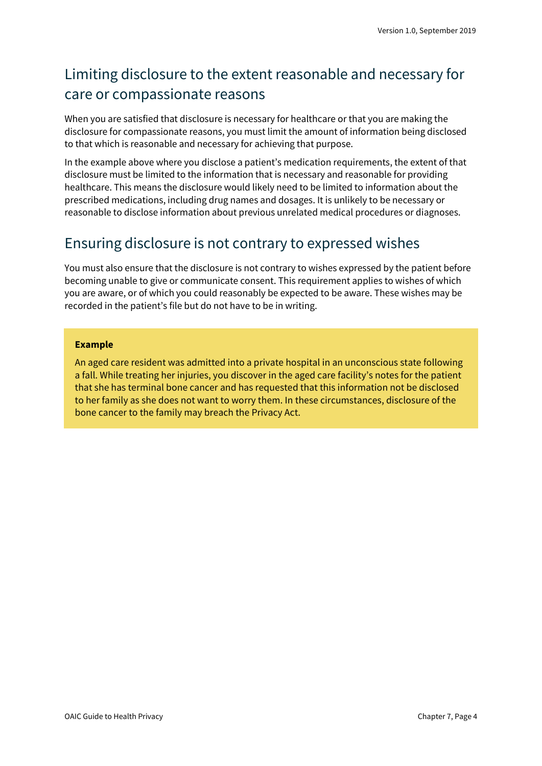## Limiting disclosure to the extent reasonable and necessary for care or compassionate reasons

When you are satisfied that disclosure is necessary for healthcare or that you are making the disclosure for compassionate reasons, you must limit the amount of information being disclosed to that which is reasonable and necessary for achieving that purpose.

In the example above where you disclose a patient's medication requirements, the extent of that disclosure must be limited to the information that is necessary and reasonable for providing healthcare. This means the disclosure would likely need to be limited to information about the prescribed medications, including drug names and dosages. It is unlikely to be necessary or reasonable to disclose information about previous unrelated medical procedures or diagnoses.

## Ensuring disclosure is not contrary to expressed wishes

You must also ensure that the disclosure is not contrary to wishes expressed by the patient before becoming unable to give or communicate consent. This requirement applies to wishes of which you are aware, or of which you could reasonably be expected to be aware. These wishes may be recorded in the patient's file but do not have to be in writing.

> **Example**
>
> An aged care resident was admitted into a private hospital in an unconscious state following a fall. While treating her injuries, you discover in the aged care facility's notes for the patient that she has terminal bone cancer and has requested that this information not be disclosed to her family as she does not want to worry them. In these circumstances, disclosure of the bone cancer to the family may breach the Privacy Act.